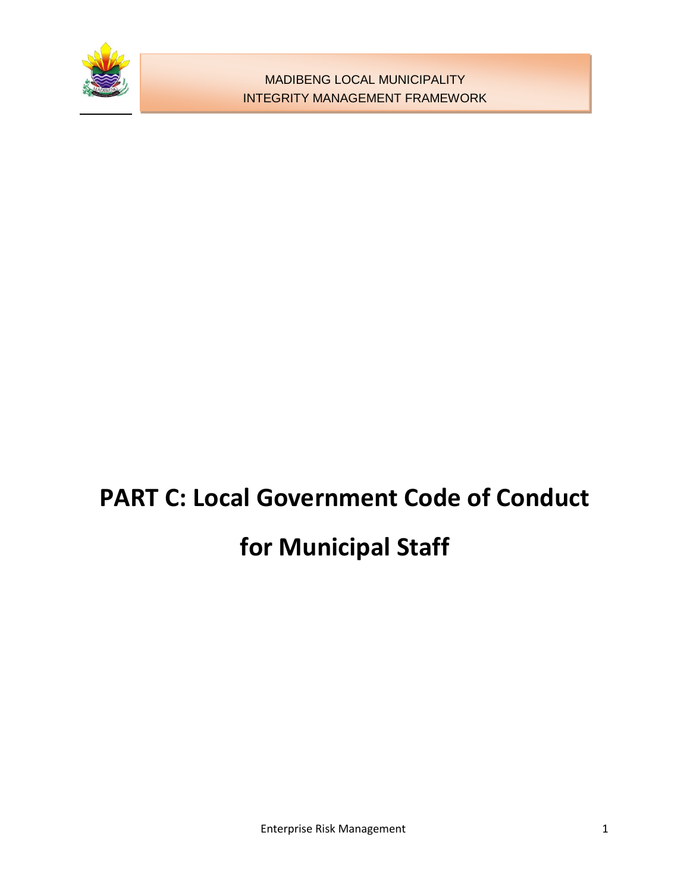# PART C: Local Government Code of Conduct for Municipal Staff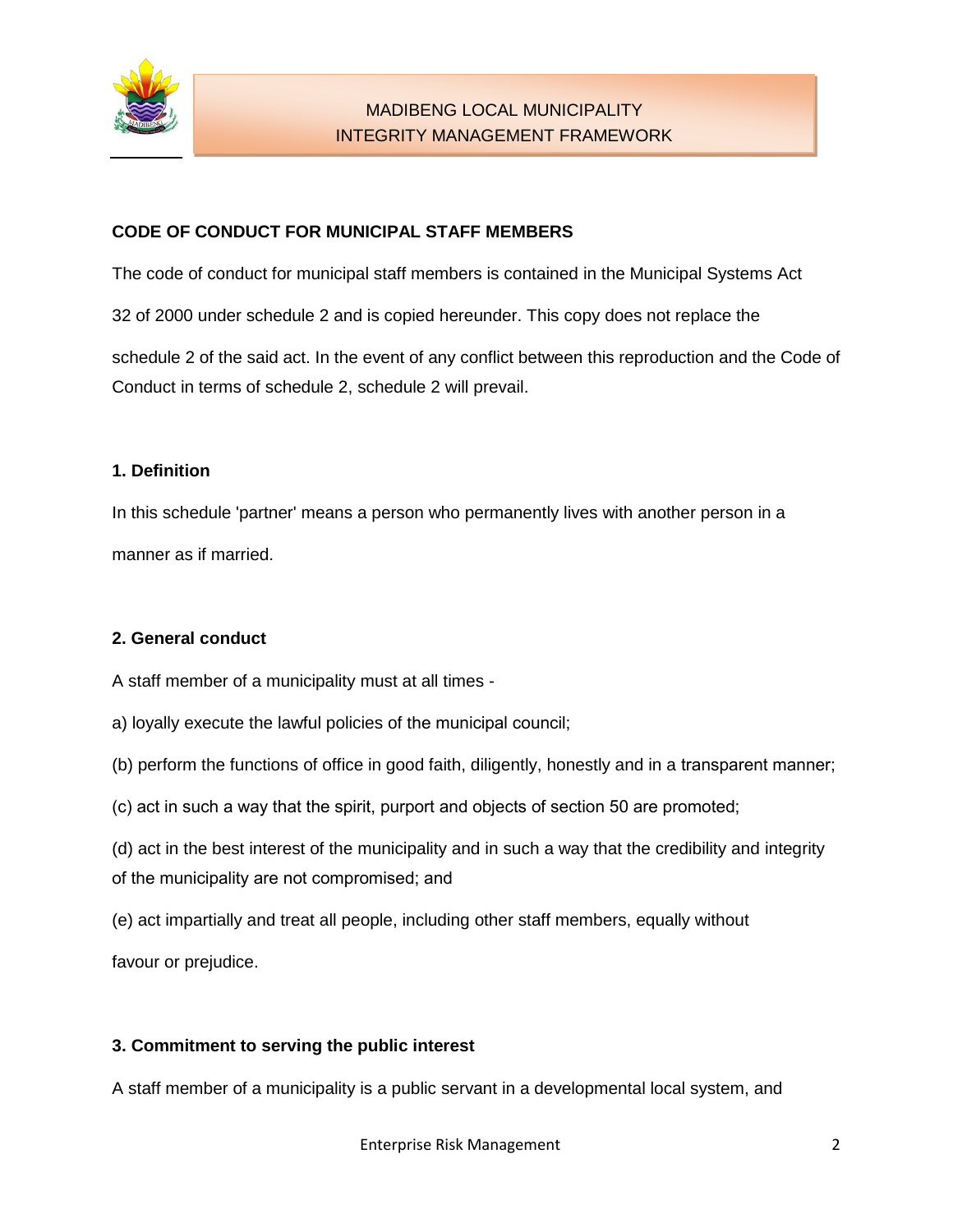## CODE OF CONDUCT FOR MUNICIPAL STAFF MEMBERS

The code of conduct for municipal staff members is contained in the Municipal Systems Act 32 of 2000 under schedule 2 and is copied hereunder. This copy does not replace the schedule 2 of the said act. In the event of any conflict between this reproduction and the Code of Conduct in terms of schedule 2, schedule 2 will prevail.

### 1. Definition

In this schedule 'partner' means a person who permanently lives with another person in a manner as if married.

### 2. General conduct

A staff member of a municipality must at all times -

a) loyally execute the lawful policies of the municipal council;

(b) perform the functions of office in good faith, diligently, honestly and in a transparent manner;

(c) act in such a way that the spirit, purport and objects of section 50 are promoted;

(d) act in the best interest of the municipality and in such a way that the credibility and integrity of the municipality are not compromised; and

(e) act impartially and treat all people, including other staff members, equally without favour or prejudice.

### 3. Commitment to serving the public interest

A staff member of a municipality is a public servant in a developmental local system, and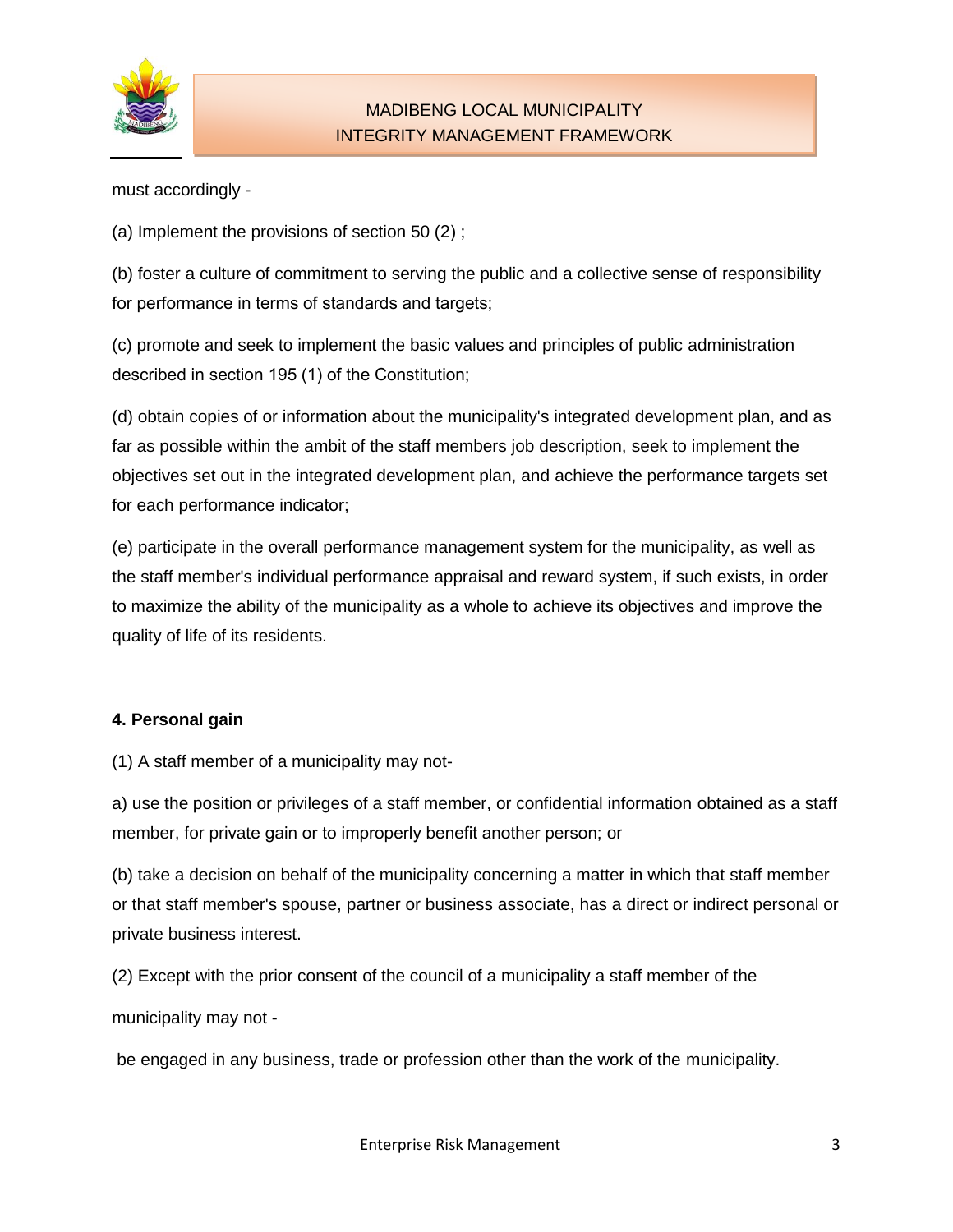must accordingly -

(a) Implement the provisions of section 50 (2) ;

(b) foster a culture of commitment to serving the public and a collective sense of responsibility for performance in terms of standards and targets;

(c) promote and seek to implement the basic values and principles of public administration described in section 195 (1) of the Constitution;

(d) obtain copies of or information about the municipality's integrated development plan, and as far as possible within the ambit of the staff members job description, seek to implement the objectives set out in the integrated development plan, and achieve the performance targets set for each performance indicator;

(e) participate in the overall performance management system for the municipality, as well as the staff member's individual performance appraisal and reward system, if such exists, in order to maximize the ability of the municipality as a whole to achieve its objectives and improve the quality of life of its residents.

**4. Personal gain**

(1) A staff member of a municipality may not-

a) use the position or privileges of a staff member, or confidential information obtained as a staff member, for private gain or to improperly benefit another person; or

(b) take a decision on behalf of the municipality concerning a matter in which that staff member or that staff member's spouse, partner or business associate, has a direct or indirect personal or private business interest.

(2) Except with the prior consent of the council of a municipality a staff member of the

municipality may not -

be engaged in any business, trade or profession other than the work of the municipality.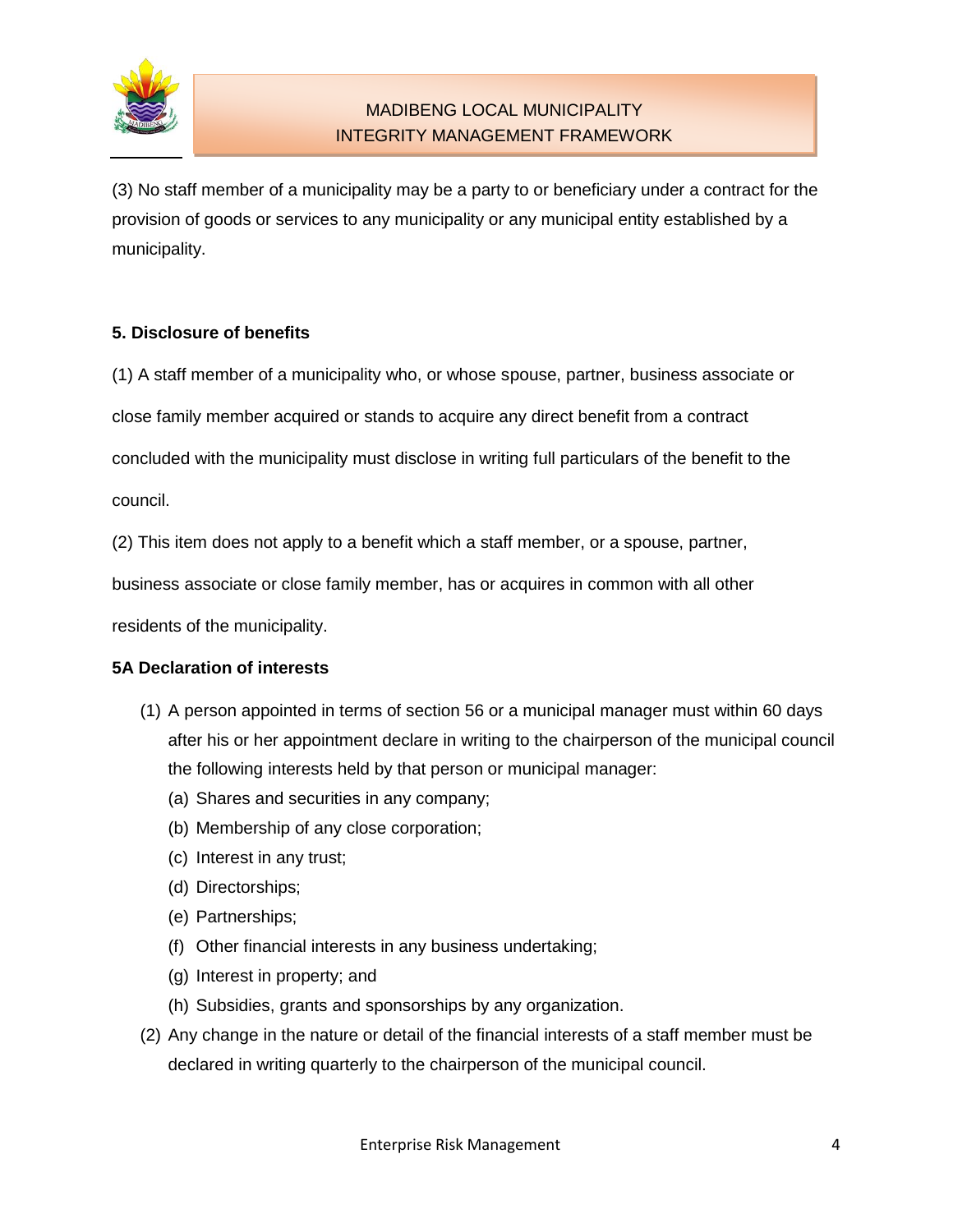(3) No staff member of a municipality may be a party to or beneficiary under a contract for the provision of goods or services to any municipality or any municipal entity established by a municipality.

**5. Disclosure of benefits**

(1) A staff member of a municipality who, or whose spouse, partner, business associate or close family member acquired or stands to acquire any direct benefit from a contract concluded with the municipality must disclose in writing full particulars of the benefit to the council.

(2) This item does not apply to a benefit which a staff member, or a spouse, partner, business associate or close family member, has or acquires in common with all other residents of the municipality.

**5A Declaration of interests**

(1) A person appointed in terms of section 56 or a municipal manager must within 60 days after his or her appointment declare in writing to the chairperson of the municipal council the following interests held by that person or municipal manager:

   (a) Shares and securities in any company;

   (b) Membership of any close corporation;

   (c) Interest in any trust;

   (d) Directorships;

   (e) Partnerships;

   (f) Other financial interests in any business undertaking;

   (g) Interest in property; and

   (h) Subsidies, grants and sponsorships by any organization.

(2) Any change in the nature or detail of the financial interests of a staff member must be declared in writing quarterly to the chairperson of the municipal council.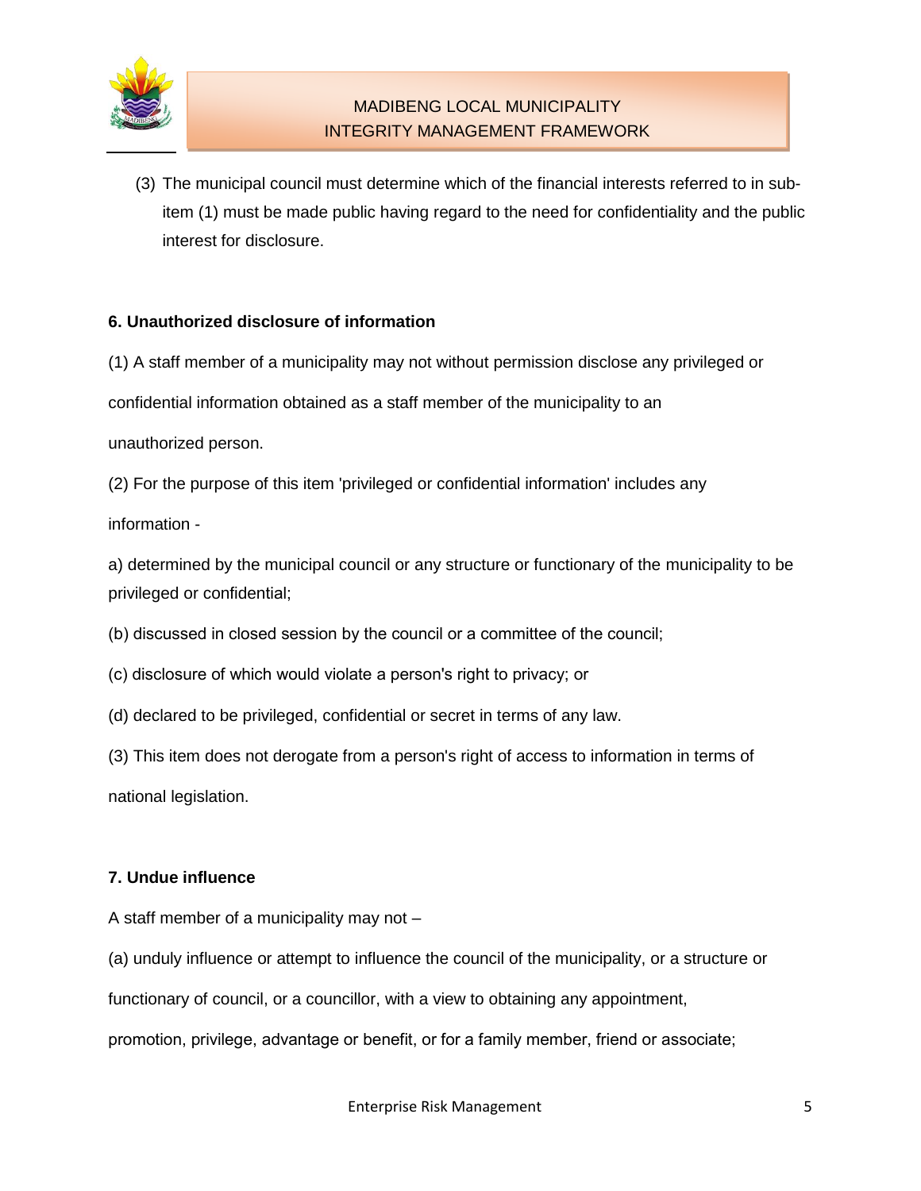(3) The municipal council must determine which of the financial interests referred to in sub-item (1) must be made public having regard to the need for confidentiality and the public interest for disclosure.

**6. Unauthorized disclosure of information**

(1) A staff member of a municipality may not without permission disclose any privileged or confidential information obtained as a staff member of the municipality to an unauthorized person.

(2) For the purpose of this item 'privileged or confidential information' includes any information -

a) determined by the municipal council or any structure or functionary of the municipality to be privileged or confidential;

(b) discussed in closed session by the council or a committee of the council;

(c) disclosure of which would violate a person's right to privacy; or

(d) declared to be privileged, confidential or secret in terms of any law.

(3) This item does not derogate from a person's right of access to information in terms of national legislation.

**7. Undue influence**

A staff member of a municipality may not –

(a) unduly influence or attempt to influence the council of the municipality, or a structure or functionary of council, or a councillor, with a view to obtaining any appointment, promotion, privilege, advantage or benefit, or for a family member, friend or associate;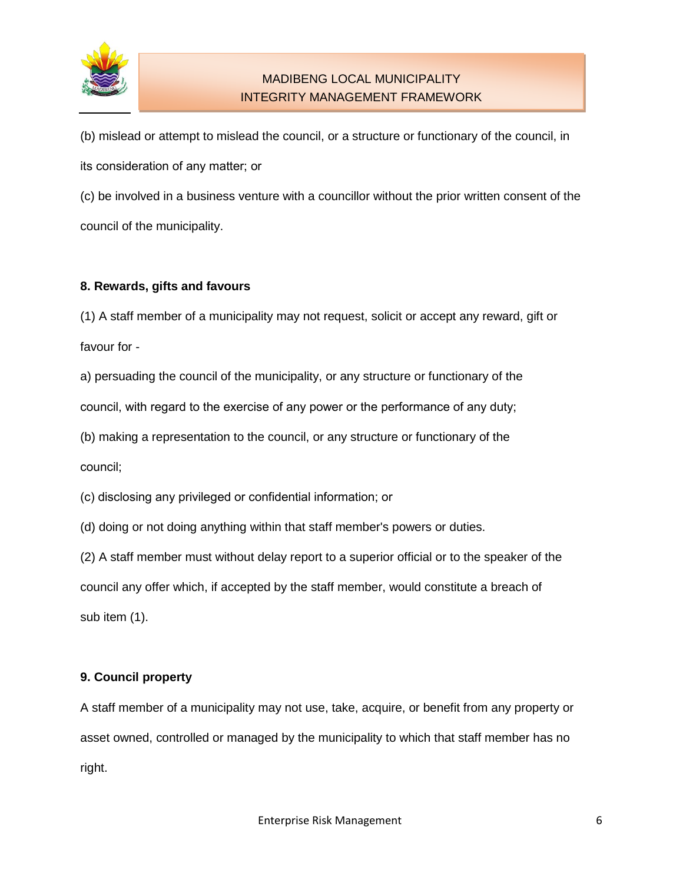(b) mislead or attempt to mislead the council, or a structure or functionary of the council, in its consideration of any matter; or

(c) be involved in a business venture with a councillor without the prior written consent of the council of the municipality.

**8. Rewards, gifts and favours**

(1) A staff member of a municipality may not request, solicit or accept any reward, gift or favour for -

a) persuading the council of the municipality, or any structure or functionary of the council, with regard to the exercise of any power or the performance of any duty;

(b) making a representation to the council, or any structure or functionary of the council;

(c) disclosing any privileged or confidential information; or

(d) doing or not doing anything within that staff member's powers or duties.

(2) A staff member must without delay report to a superior official or to the speaker of the council any offer which, if accepted by the staff member, would constitute a breach of sub item (1).

**9. Council property**

A staff member of a municipality may not use, take, acquire, or benefit from any property or asset owned, controlled or managed by the municipality to which that staff member has no right.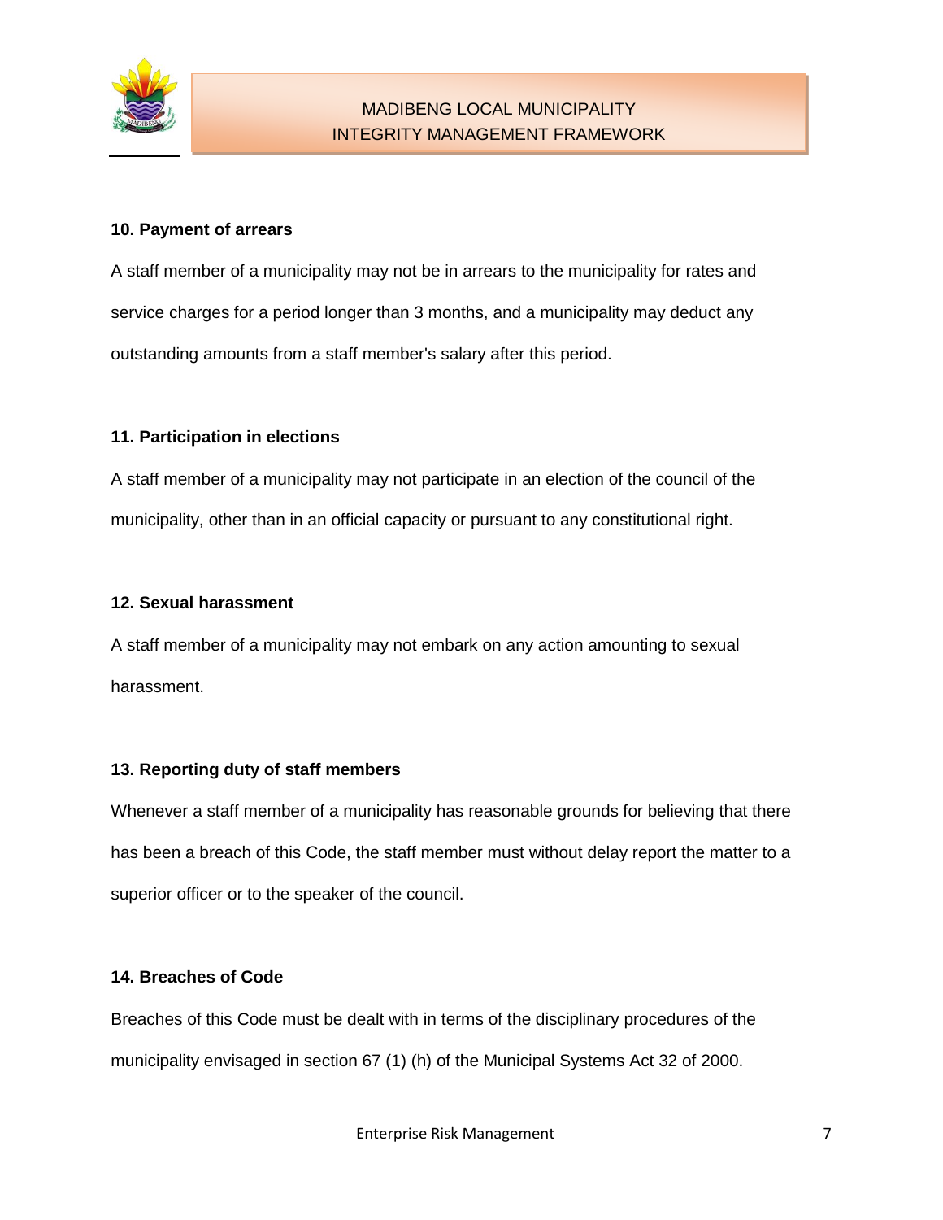**10. Payment of arrears**

A staff member of a municipality may not be in arrears to the municipality for rates and service charges for a period longer than 3 months, and a municipality may deduct any outstanding amounts from a staff member's salary after this period.

**11. Participation in elections**

A staff member of a municipality may not participate in an election of the council of the municipality, other than in an official capacity or pursuant to any constitutional right.

**12. Sexual harassment**

A staff member of a municipality may not embark on any action amounting to sexual harassment.

**13. Reporting duty of staff members**

Whenever a staff member of a municipality has reasonable grounds for believing that there has been a breach of this Code, the staff member must without delay report the matter to a superior officer or to the speaker of the council.

**14. Breaches of Code**

Breaches of this Code must be dealt with in terms of the disciplinary procedures of the municipality envisaged in section 67 (1) (h) of the Municipal Systems Act 32 of 2000.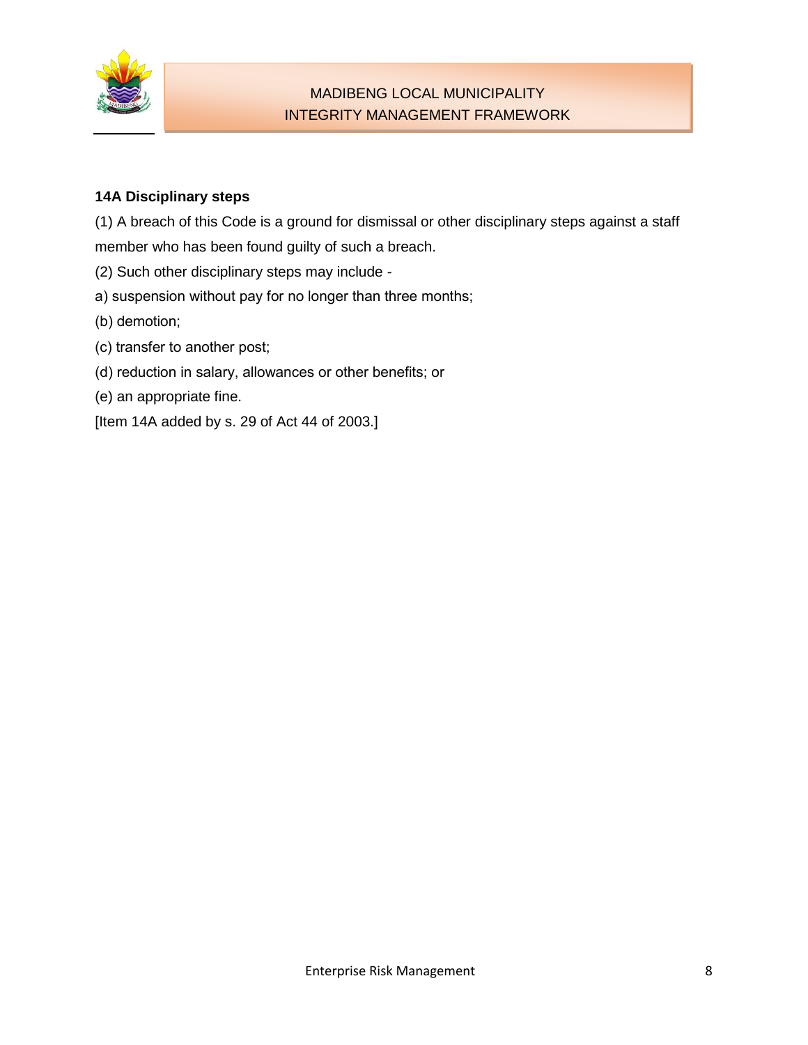**14A Disciplinary steps**

(1) A breach of this Code is a ground for dismissal or other disciplinary steps against a staff member who has been found guilty of such a breach.

(2) Such other disciplinary steps may include -

a) suspension without pay for no longer than three months;

(b) demotion;

(c) transfer to another post;

(d) reduction in salary, allowances or other benefits; or

(e) an appropriate fine.

[Item 14A added by s. 29 of Act 44 of 2003.]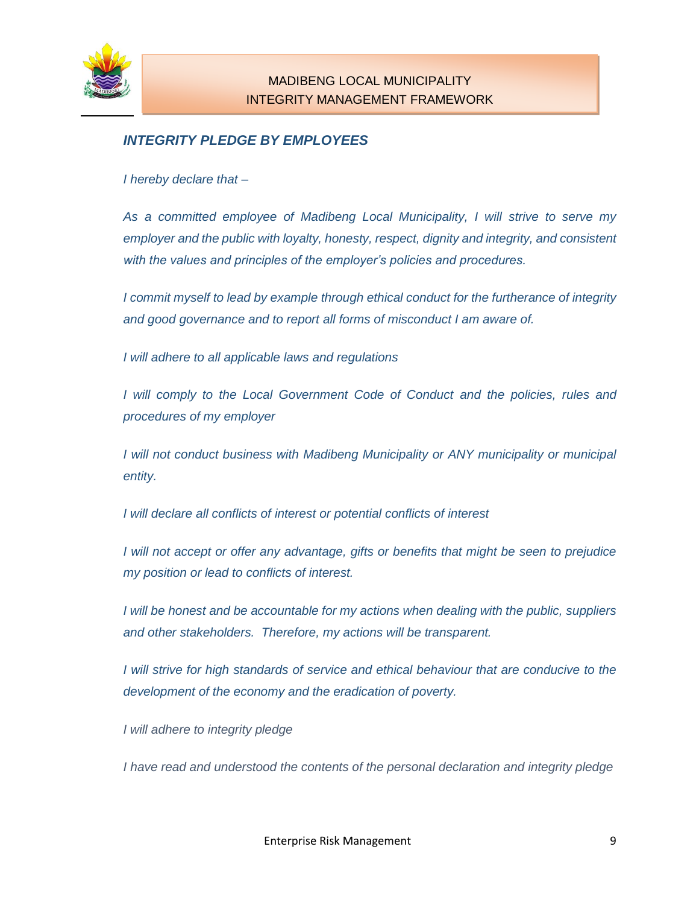## *INTEGRITY PLEDGE BY EMPLOYEES*

*I hereby declare that –*

*As a committed employee of Madibeng Local Municipality, I will strive to serve my employer and the public with loyalty, honesty, respect, dignity and integrity, and consistent with the values and principles of the employer's policies and procedures.*

*I commit myself to lead by example through ethical conduct for the furtherance of integrity and good governance and to report all forms of misconduct I am aware of.*

*I will adhere to all applicable laws and regulations*

*I will comply to the Local Government Code of Conduct and the policies, rules and procedures of my employer*

*I will not conduct business with Madibeng Municipality or ANY municipality or municipal entity.*

*I will declare all conflicts of interest or potential conflicts of interest*

*I will not accept or offer any advantage, gifts or benefits that might be seen to prejudice my position or lead to conflicts of interest.*

*I will be honest and be accountable for my actions when dealing with the public, suppliers and other stakeholders. Therefore, my actions will be transparent.*

*I will strive for high standards of service and ethical behaviour that are conducive to the development of the economy and the eradication of poverty.*

*I will adhere to integrity pledge*

*I have read and understood the contents of the personal declaration and integrity pledge*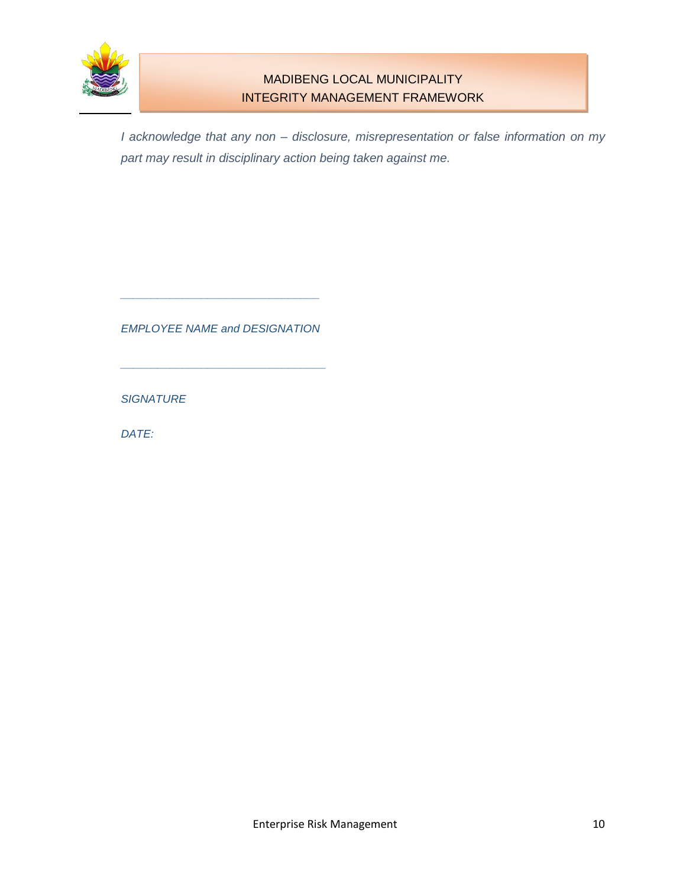*I acknowledge that any non – disclosure, misrepresentation or false information on my part may result in disciplinary action being taken against me.*

______________________________

*EMPLOYEE NAME and DESIGNATION*

______________________________

*SIGNATURE*

*DATE:*